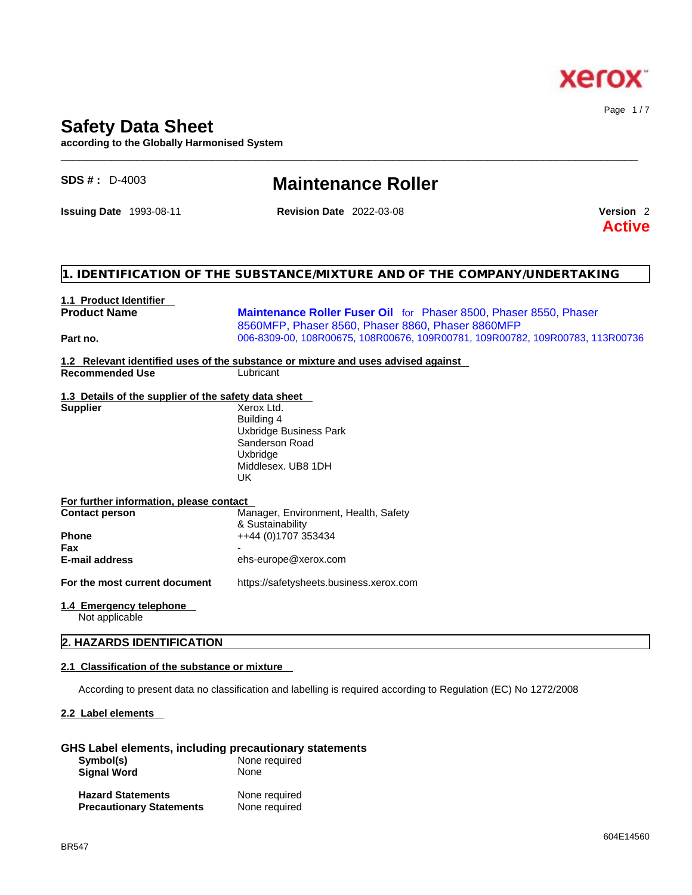# Safety Data Sheet

**according to the Globally Harmonised System**

**SDS # :** D-4003

# Maintenance Roller

**Issuing Date** 1993-08-11 **Revision Date** 2022-03-08 **Version** 2

**Active**

## 1. IDENTIFICATION OF THE SUBSTANCE/MIXTURE AND OF THE COMPANY/UNDERTAKING

### 1.1 Product Identifier

| | |
|---|---|
| **Product Name** | **Maintenance Roller Fuser Oil** for Phaser 8500, Phaser 8550, Phaser 8560MFP, Phaser 8560, Phaser 8860, Phaser 8860MFP |
| **Part no.** | 006-8309-00, 108R00675, 108R00676, 109R00781, 109R00782, 109R00783, 113R00736 |

### 1.2 Relevant identified uses of the substance or mixture and uses advised against

| | |
|---|---|
| **Recommended Use** | Lubricant |

### 1.3 Details of the supplier of the safety data sheet

**Supplier**

Xerox Ltd.
Building 4
Uxbridge Business Park
Sanderson Road
Uxbridge
Middlesex. UB8 1DH
UK

**For further information, please contact**

| | |
|---|---|
| **Contact person** | Manager, Environment, Health, Safety & Sustainability |
| **Phone** | ++44 (0)1707 353434 |
| **Fax** | - |
| **E-mail address** | ehs-europe@xerox.com |
| **For the most current document** | https://safetysheets.business.xerox.com |

### 1.4 Emergency telephone

Not applicable

## 2. HAZARDS IDENTIFICATION

### 2.1 Classification of the substance or mixture

According to present data no classification and labelling is required according to Regulation (EC) No 1272/2008

### 2.2 Label elements

**GHS Label elements, including precautionary statements**

| | |
|---|---|
| **Symbol(s)** | None required |
| **Signal Word** | None |
| **Hazard Statements** | None required |
| **Precautionary Statements** | None required |

BR547

604E14560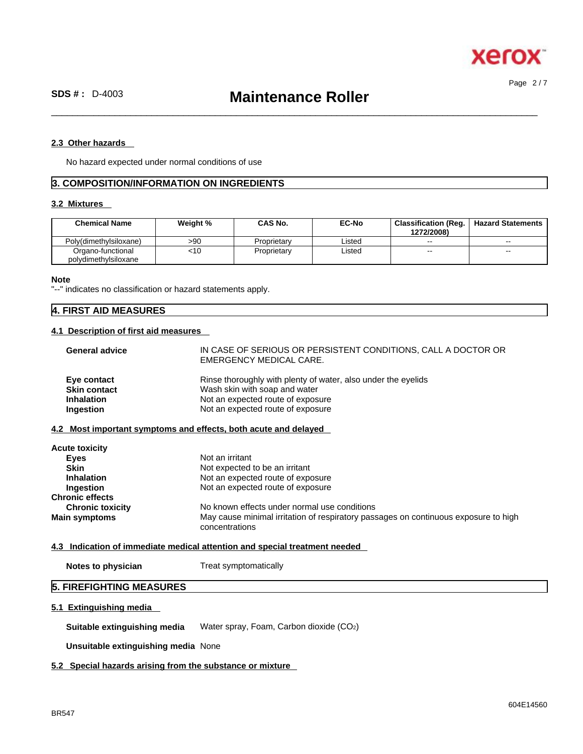#### 2.3 Other hazards

No hazard expected under normal conditions of use

## 3. COMPOSITION/INFORMATION ON INGREDIENTS

#### 3.2 Mixtures

| Chemical Name | Weight % | CAS No. | EC-No | Classification (Reg. 1272/2008) | Hazard Statements |
|---|---|---|---|---|---|
| Poly(dimethylsiloxane) | >90 | Proprietary | Listed | -- | -- |
| Organo-functional polydimethylsiloxane | <10 | Proprietary | Listed | -- | -- |

**Note**
"--" indicates no classification or hazard statements apply.

## 4. FIRST AID MEASURES

#### 4.1 Description of first aid measures

**General advice** IN CASE OF SERIOUS OR PERSISTENT CONDITIONS, CALL A DOCTOR OR EMERGENCY MEDICAL CARE.

**Eye contact** Rinse thoroughly with plenty of water, also under the eyelids
**Skin contact** Wash skin with soap and water
**Inhalation** Not an expected route of exposure
**Ingestion** Not an expected route of exposure

#### 4.2 Most important symptoms and effects, both acute and delayed

**Acute toxicity**
**Eyes** Not an irritant
**Skin** Not expected to be an irritant
**Inhalation** Not an expected route of exposure
**Ingestion** Not an expected route of exposure
**Chronic effects**
**Chronic toxicity** No known effects under normal use conditions
**Main symptoms** May cause minimal irritation of respiratory passages on continuous exposure to high concentrations

#### 4.3 Indication of immediate medical attention and special treatment needed

**Notes to physician** Treat symptomatically

## 5. FIREFIGHTING MEASURES

#### 5.1 Extinguishing media

**Suitable extinguishing media** Water spray, Foam, Carbon dioxide ($CO_2$)

**Unsuitable extinguishing media** None

#### 5.2 Special hazards arising from the substance or mixture

BR547

604E14560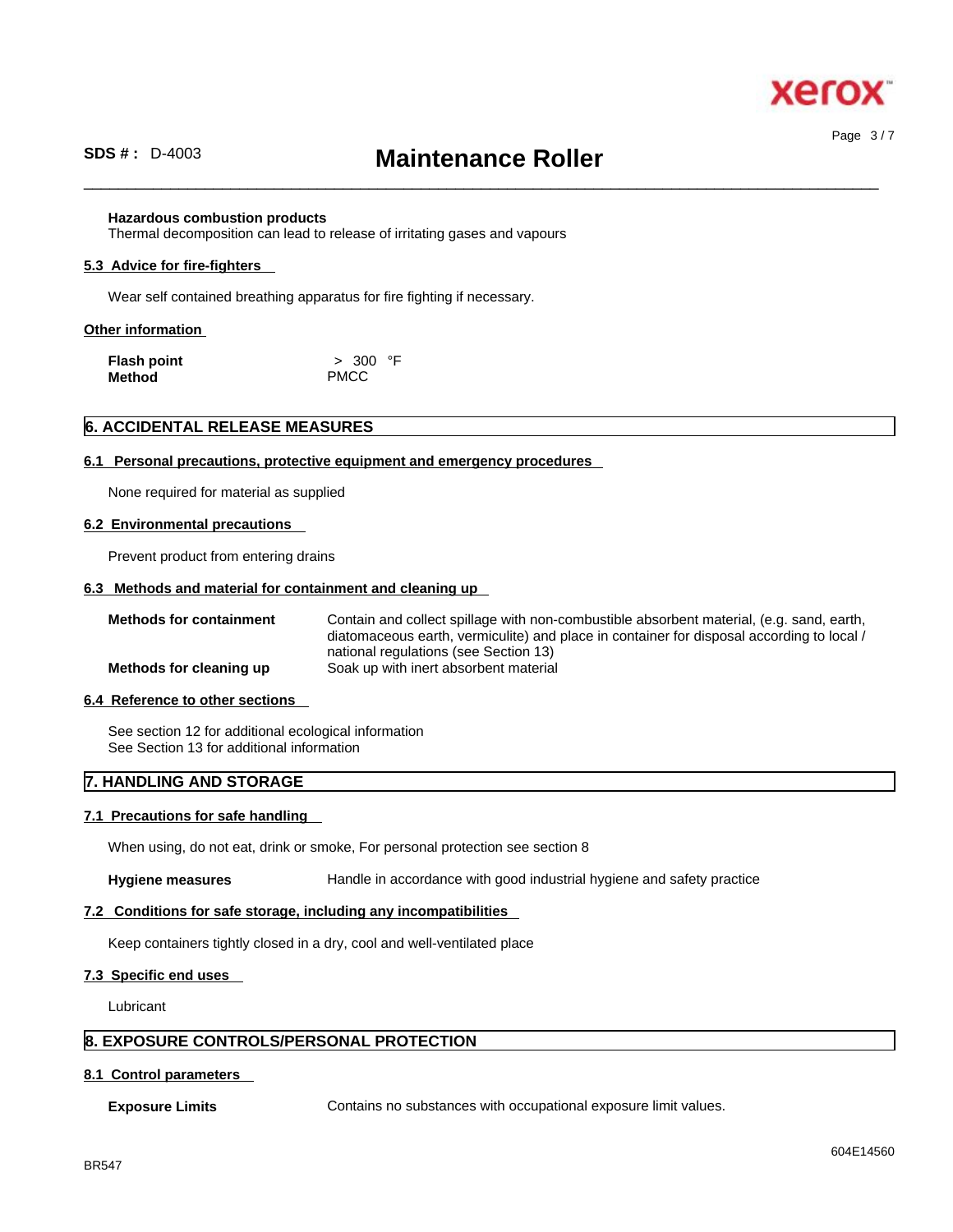**Hazardous combustion products**
Thermal decomposition can lead to release of irritating gases and vapours

### 5.3 Advice for fire-fighters

Wear self contained breathing apparatus for fire fighting if necessary.

### Other information

| | |
|---|---|
| **Flash point** | > 300 °F |
| **Method** | PMCC |

## 6. ACCIDENTAL RELEASE MEASURES

### 6.1 Personal precautions, protective equipment and emergency procedures

None required for material as supplied

### 6.2 Environmental precautions

Prevent product from entering drains

### 6.3 Methods and material for containment and cleaning up

| | |
|---|---|
| **Methods for containment** | Contain and collect spillage with non-combustible absorbent material, (e.g. sand, earth, diatomaceous earth, vermiculite) and place in container for disposal according to local / national regulations (see Section 13) |
| **Methods for cleaning up** | Soak up with inert absorbent material |

### 6.4 Reference to other sections

See section 12 for additional ecological information
See Section 13 for additional information

## 7. HANDLING AND STORAGE

### 7.1 Precautions for safe handling

When using, do not eat, drink or smoke, For personal protection see section 8

**Hygiene measures** Handle in accordance with good industrial hygiene and safety practice

### 7.2 Conditions for safe storage, including any incompatibilities

Keep containers tightly closed in a dry, cool and well-ventilated place

### 7.3 Specific end uses

Lubricant

## 8. EXPOSURE CONTROLS/PERSONAL PROTECTION

### 8.1 Control parameters

**Exposure Limits** Contains no substances with occupational exposure limit values.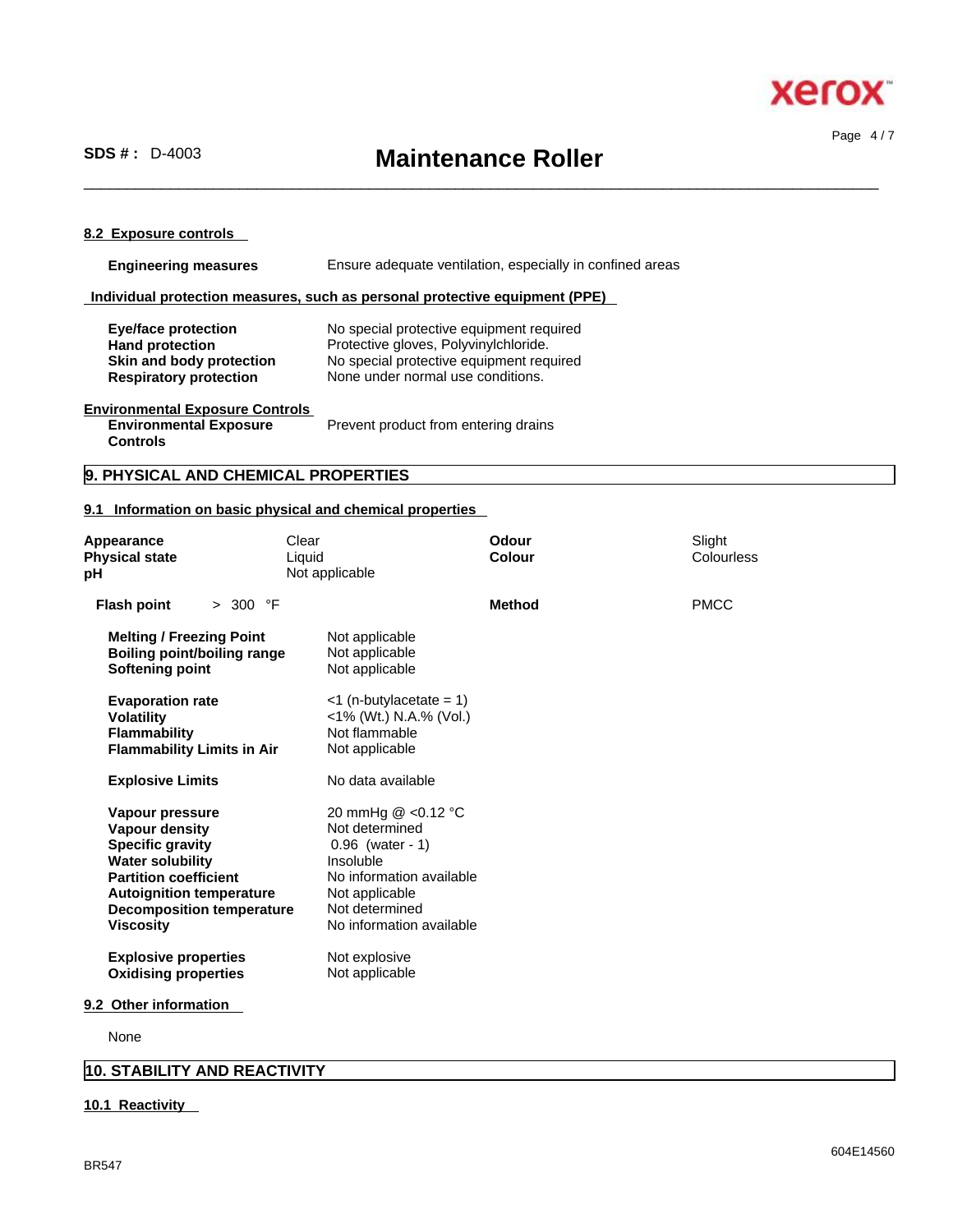#### 8.2 Exposure controls

| | |
|---|---|
| **Engineering measures** | Ensure adequate ventilation, especially in confined areas |

**Individual protection measures, such as personal protective equipment (PPE)**

| | |
|---|---|
| **Eye/face protection** | No special protective equipment required |
| **Hand protection** | Protective gloves, Polyvinylchloride. |
| **Skin and body protection** | No special protective equipment required |
| **Respiratory protection** | None under normal use conditions. |

**Environmental Exposure Controls**

| | |
|---|---|
| **Environmental Exposure Controls** | Prevent product from entering drains |

## 9. PHYSICAL AND CHEMICAL PROPERTIES

#### 9.1 Information on basic physical and chemical properties

| | | | |
|---|---|---|---|
| **Appearance** | Clear | **Odour** | Slight |
| **Physical state** | Liquid | **Colour** | Colourless |
| **pH** | Not applicable | | |
| **Flash point** | > 300 °F | **Method** | PMCC |

| | |
|---|---|
| **Melting / Freezing Point** | Not applicable |
| **Boiling point/boiling range** | Not applicable |
| **Softening point** | Not applicable |
| **Evaporation rate** | <1 (n-butylacetate = 1) |
| **Volatility** | <1% (Wt.) N.A.% (Vol.) |
| **Flammability** | Not flammable |
| **Flammability Limits in Air** | Not applicable |
| **Explosive Limits** | No data available |
| **Vapour pressure** | 20 mmHg @ <0.12 °C |
| **Vapour density** | Not determined |
| **Specific gravity** | 0.96 (water - 1) |
| **Water solubility** | Insoluble |
| **Partition coefficient** | No information available |
| **Autoignition temperature** | Not applicable |
| **Decomposition temperature** | Not determined |
| **Viscosity** | No information available |
| **Explosive properties** | Not explosive |
| **Oxidising properties** | Not applicable |

#### 9.2 Other information

None

## 10. STABILITY AND REACTIVITY

#### 10.1 Reactivity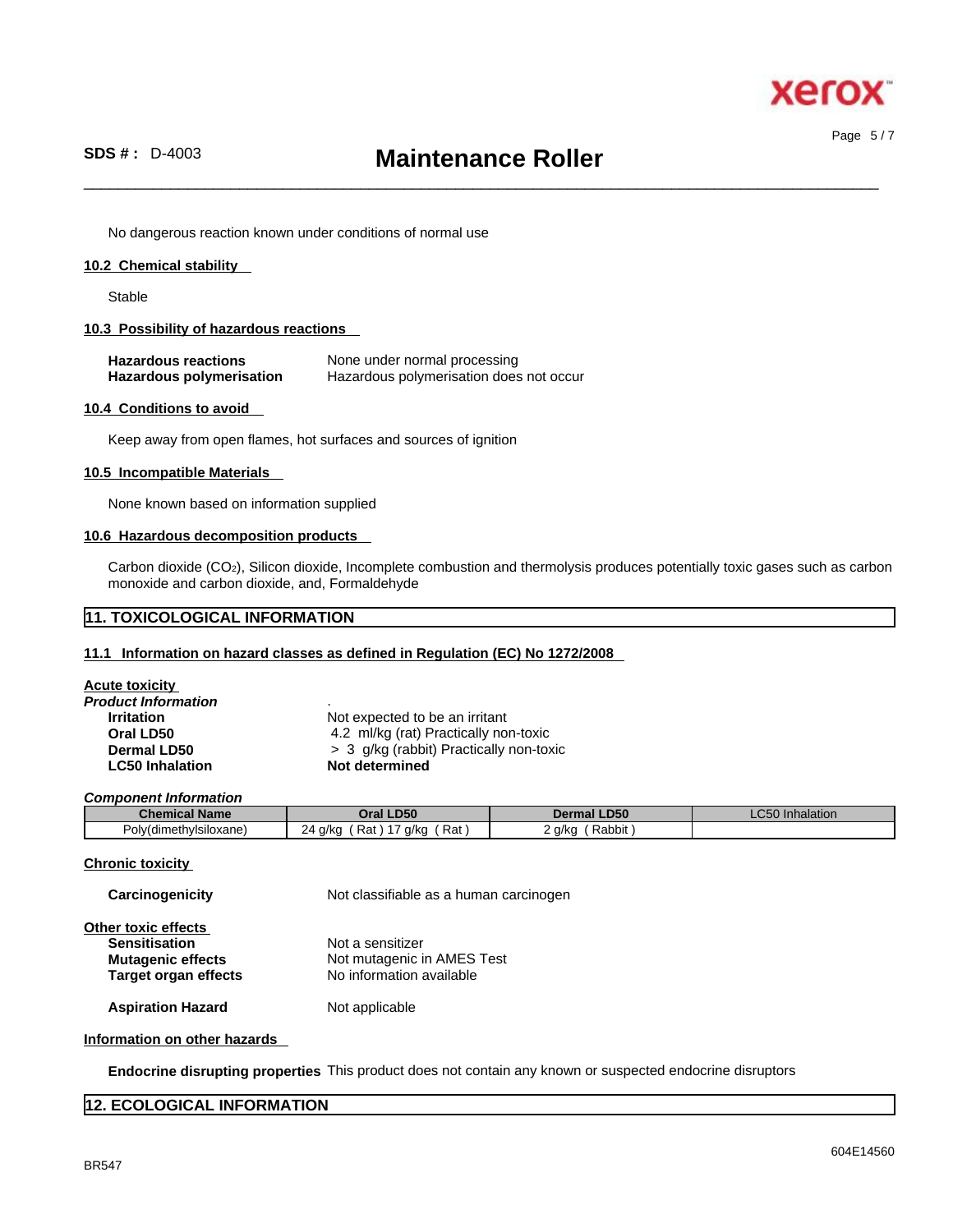No dangerous reaction known under conditions of normal use

### 10.2 Chemical stability

Stable

### 10.3 Possibility of hazardous reactions

**Hazardous reactions** None under normal processing
**Hazardous polymerisation** Hazardous polymerisation does not occur

### 10.4 Conditions to avoid

Keep away from open flames, hot surfaces and sources of ignition

### 10.5 Incompatible Materials

None known based on information supplied

### 10.6 Hazardous decomposition products

Carbon dioxide ($CO_2$), Silicon dioxide, Incomplete combustion and thermolysis produces potentially toxic gases such as carbon monoxide and carbon dioxide, and, Formaldehyde

## 11. TOXICOLOGICAL INFORMATION

### 11.1 Information on hazard classes as defined in Regulation (EC) No 1272/2008

**Acute toxicity**

***Product Information*** .

**Irritation** Not expected to be an irritant
**Oral LD50** 4.2 ml/kg (rat) Practically non-toxic
**Dermal LD50** > 3 g/kg (rabbit) Practically non-toxic
**LC50 Inhalation** **Not determined**

***Component Information***

| Chemical Name | Oral LD50 | Dermal LD50 | LC50 Inhalation |
|---|---|---|---|
| Poly(dimethylsiloxane) | 24 g/kg ( Rat ) 17 g/kg ( Rat ) | 2 g/kg ( Rabbit ) | |

**Chronic toxicity**

**Carcinogenicity** Not classifiable as a human carcinogen

**Other toxic effects**
**Sensitisation** Not a sensitizer
**Mutagenic effects** Not mutagenic in AMES Test
**Target organ effects** No information available

**Aspiration Hazard** Not applicable

**Information on other hazards**

**Endocrine disrupting properties** This product does not contain any known or suspected endocrine disruptors

## 12. ECOLOGICAL INFORMATION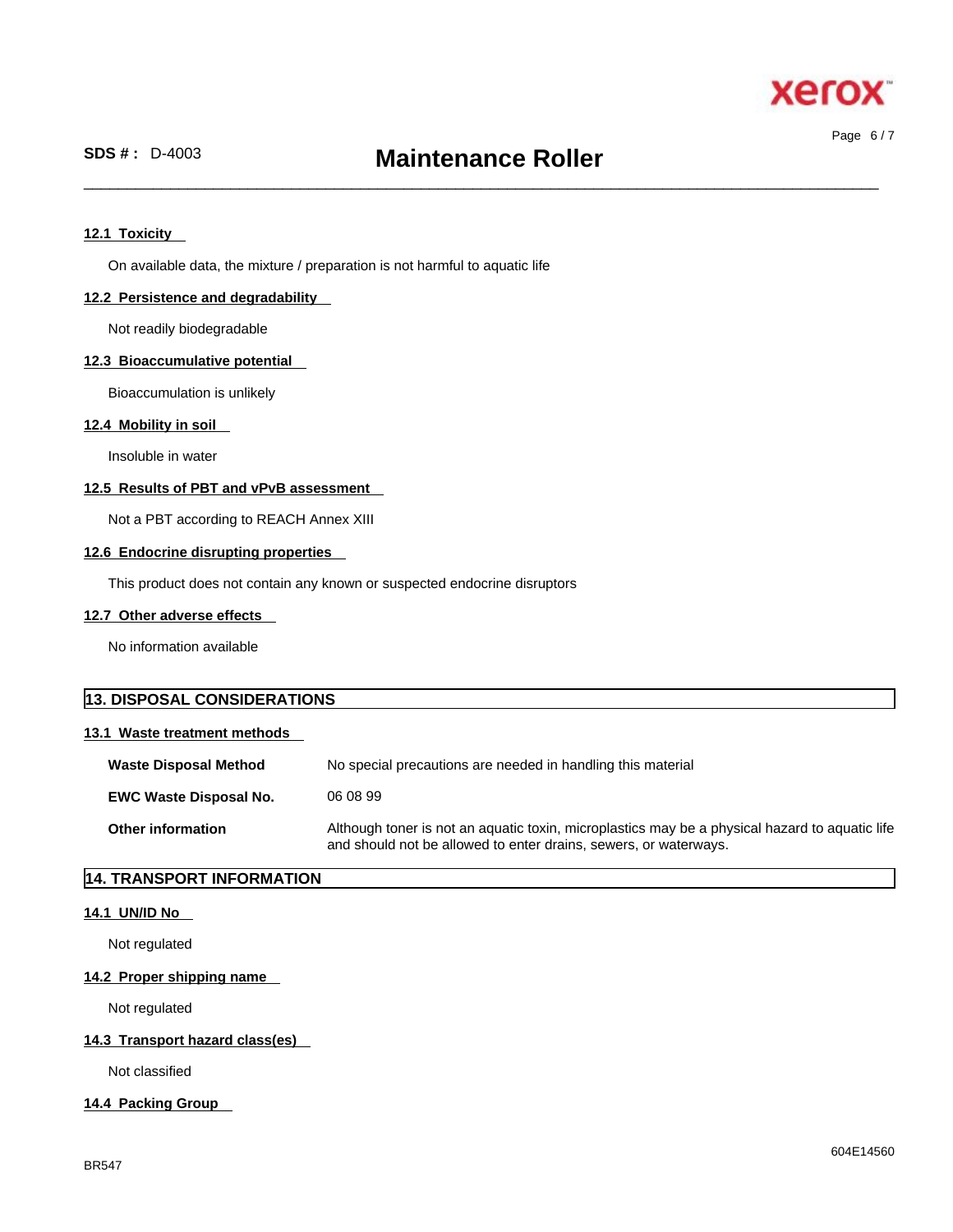### 12.1 Toxicity

On available data, the mixture / preparation is not harmful to aquatic life

### 12.2 Persistence and degradability

Not readily biodegradable

### 12.3 Bioaccumulative potential

Bioaccumulation is unlikely

### 12.4 Mobility in soil

Insoluble in water

### 12.5 Results of PBT and vPvB assessment

Not a PBT according to REACH Annex XIII

### 12.6 Endocrine disrupting properties

This product does not contain any known or suspected endocrine disruptors

### 12.7 Other adverse effects

No information available

## 13. DISPOSAL CONSIDERATIONS

### 13.1 Waste treatment methods

| | |
|---|---|
| **Waste Disposal Method** | No special precautions are needed in handling this material |
| **EWC Waste Disposal No.** | 06 08 99 |
| **Other information** | Although toner is not an aquatic toxin, microplastics may be a physical hazard to aquatic life and should not be allowed to enter drains, sewers, or waterways. |

## 14. TRANSPORT INFORMATION

### 14.1 UN/ID No

Not regulated

### 14.2 Proper shipping name

Not regulated

### 14.3 Transport hazard class(es)

Not classified

### 14.4 Packing Group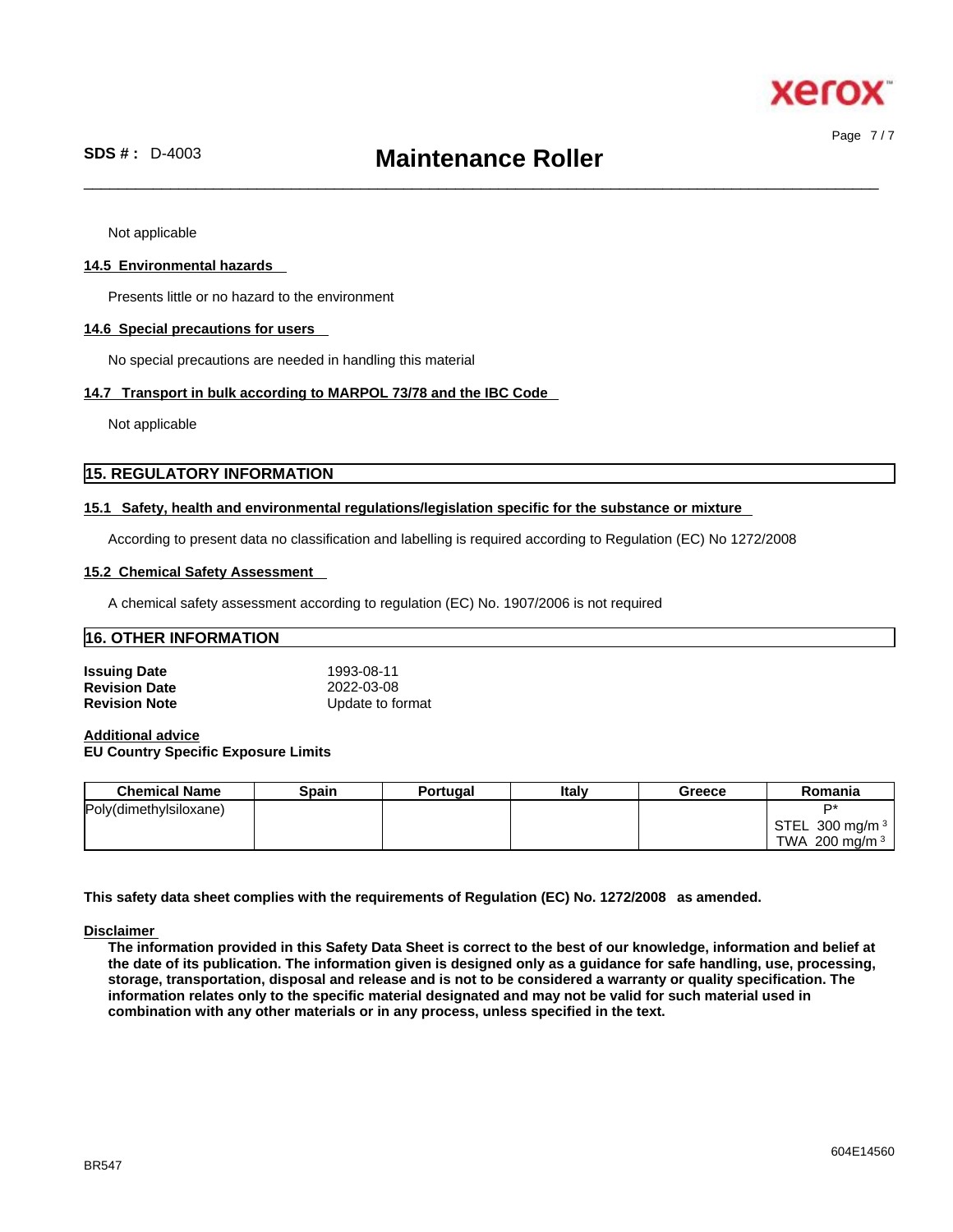Not applicable

#### 14.5 Environmental hazards

Presents little or no hazard to the environment

#### 14.6 Special precautions for users

No special precautions are needed in handling this material

#### 14.7 Transport in bulk according to MARPOL 73/78 and the IBC Code

Not applicable

## 15. REGULATORY INFORMATION

#### 15.1 Safety, health and environmental regulations/legislation specific for the substance or mixture

According to present data no classification and labelling is required according to Regulation (EC) No 1272/2008

#### 15.2 Chemical Safety Assessment

A chemical safety assessment according to regulation (EC) No. 1907/2006 is not required

## 16. OTHER INFORMATION

**Issuing Date** 1993-08-11
**Revision Date** 2022-03-08
**Revision Note** Update to format

**Additional advice**
**EU Country Specific Exposure Limits**

| Chemical Name | Spain | Portugal | Italy | Greece | Romania |
|---|---|---|---|---|---|
| Poly(dimethylsiloxane) | | | | | P* STEL 300 $mg/m^3$ TWA 200 $mg/m^3$ |

**This safety data sheet complies with the requirements of Regulation (EC) No. 1272/2008 as amended.**

**Disclaimer**

**The information provided in this Safety Data Sheet is correct to the best of our knowledge, information and belief at the date of its publication. The information given is designed only as a guidance for safe handling, use, processing, storage, transportation, disposal and release and is not to be considered a warranty or quality specification. The information relates only to the specific material designated and may not be valid for such material used in combination with any other materials or in any process, unless specified in the text.**

604E14560

BR547